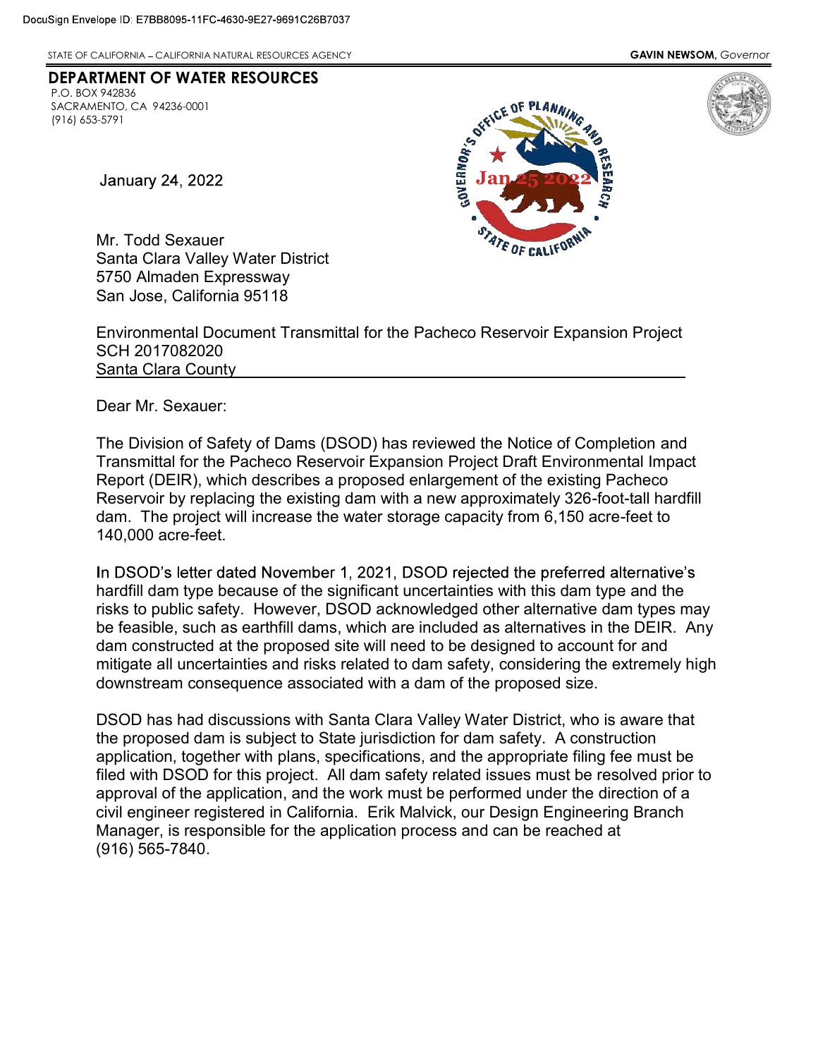DocuSign Envelope ID: E7BB8095-11FC-4630-9E27-9691C26B7037

STATE OF CALIFORNIA – CALIFORNIA NATURAL RESOURCES AGENCY

**GAVIN NEWSOM,** *Governor*

**DEPARTMENT OF WATER RESOURCES**
P.O. BOX 942836
SACRAMENTO, CA 94236-0001
(916) 653-5791

GOVERNOR'S OFFICE OF PLANNING AND RESEARCH
Jan 25 2022
STATE OF CALIFORNIA

January 24, 2022

Mr. Todd Sexauer
Santa Clara Valley Water District
5750 Almaden Expressway
San Jose, California 95118

Environmental Document Transmittal for the Pacheco Reservoir Expansion Project
SCH 2017082020
Santa Clara County

Dear Mr. Sexauer:

The Division of Safety of Dams (DSOD) has reviewed the Notice of Completion and Transmittal for the Pacheco Reservoir Expansion Project Draft Environmental Impact Report (DEIR), which describes a proposed enlargement of the existing Pacheco Reservoir by replacing the existing dam with a new approximately 326-foot-tall hardfill dam. The project will increase the water storage capacity from 6,150 acre-feet to 140,000 acre-feet.

In DSOD's letter dated November 1, 2021, DSOD rejected the preferred alternative's hardfill dam type because of the significant uncertainties with this dam type and the risks to public safety. However, DSOD acknowledged other alternative dam types may be feasible, such as earthfill dams, which are included as alternatives in the DEIR. Any dam constructed at the proposed site will need to be designed to account for and mitigate all uncertainties and risks related to dam safety, considering the extremely high downstream consequence associated with a dam of the proposed size.

DSOD has had discussions with Santa Clara Valley Water District, who is aware that the proposed dam is subject to State jurisdiction for dam safety. A construction application, together with plans, specifications, and the appropriate filing fee must be filed with DSOD for this project. All dam safety related issues must be resolved prior to approval of the application, and the work must be performed under the direction of a civil engineer registered in California. Erik Malvick, our Design Engineering Branch Manager, is responsible for the application process and can be reached at (916) 565-7840.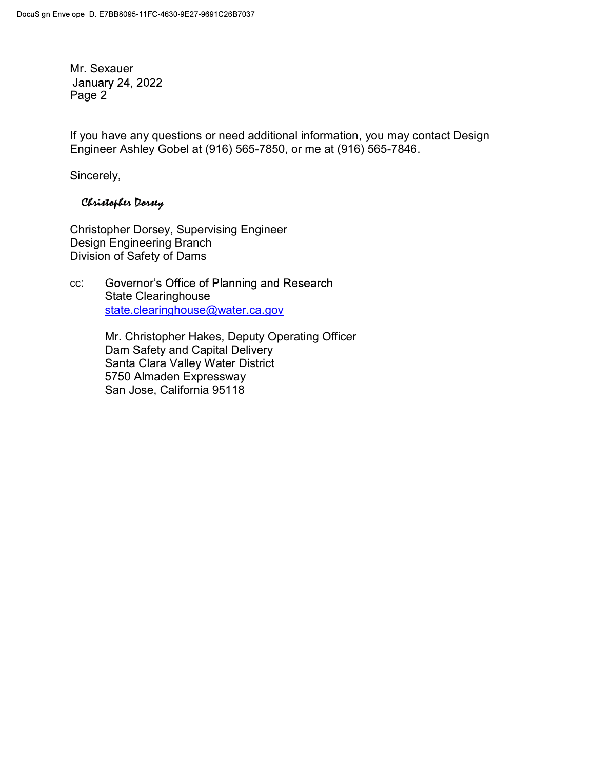Mr. Sexauer
January 24, 2022
Page 2

If you have any questions or need additional information, you may contact Design Engineer Ashley Gobel at (916) 565-7850, or me at (916) 565-7846.

Sincerely,

*Christopher Dorsey*

Christopher Dorsey, Supervising Engineer
Design Engineering Branch
Division of Safety of Dams

cc: Governor's Office of Planning and Research
State Clearinghouse
state.clearinghouse@water.ca.gov

Mr. Christopher Hakes, Deputy Operating Officer
Dam Safety and Capital Delivery
Santa Clara Valley Water District
5750 Almaden Expressway
San Jose, California 95118